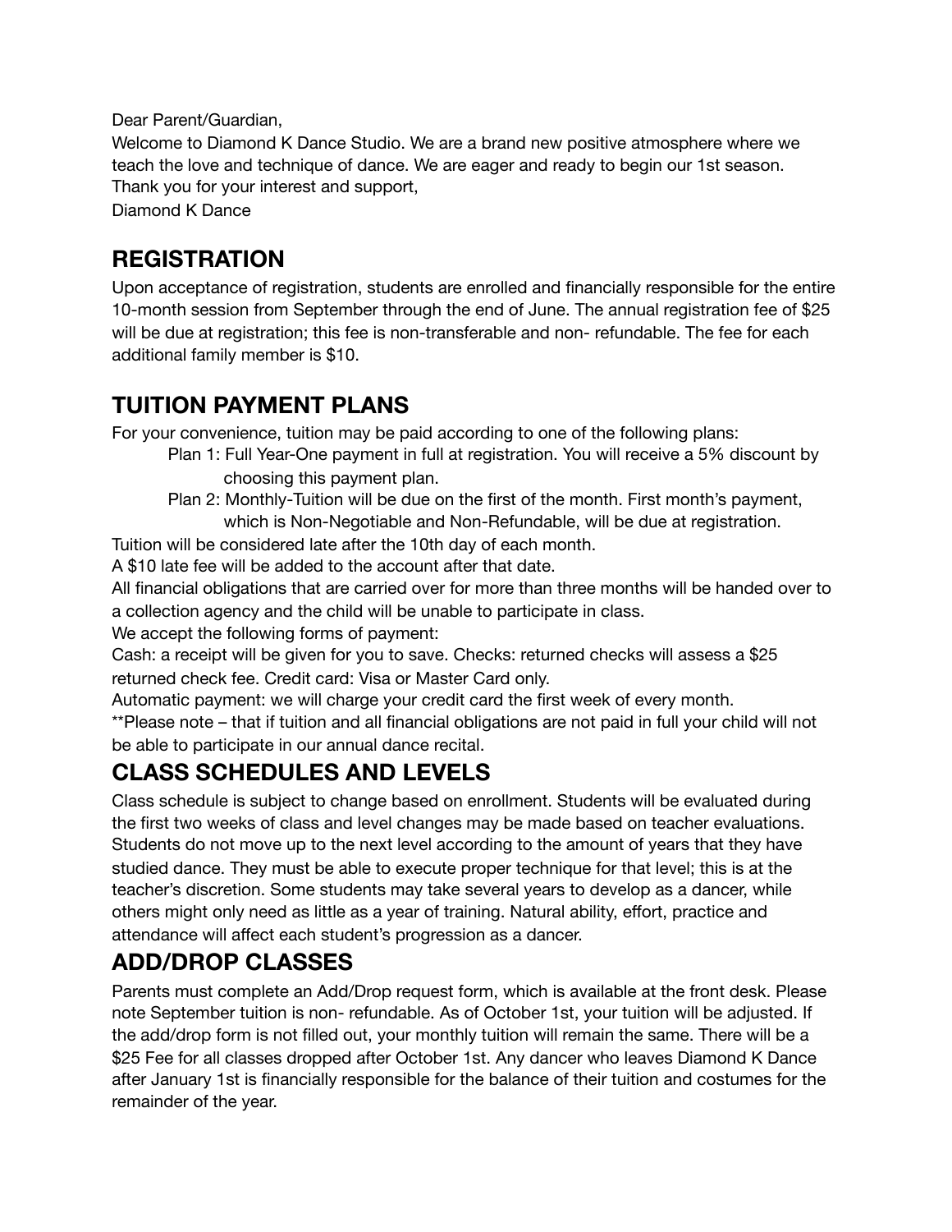Dear Parent/Guardian,

Welcome to Diamond K Dance Studio. We are a brand new positive atmosphere where we teach the love and technique of dance. We are eager and ready to begin our 1st season.

Thank you for your interest and support,

Diamond K Dance

## REGISTRATION

Upon acceptance of registration, students are enrolled and financially responsible for the entire 10-month session from September through the end of June. The annual registration fee of $25 will be due at registration; this fee is non-transferable and non- refundable. The fee for each additional family member is $10.

## TUITION PAYMENT PLANS

For your convenience, tuition may be paid according to one of the following plans:

- Plan 1: Full Year-One payment in full at registration. You will receive a 5% discount by choosing this payment plan.
- Plan 2: Monthly-Tuition will be due on the first of the month. First month's payment, which is Non-Negotiable and Non-Refundable, will be due at registration.

Tuition will be considered late after the 10th day of each month.

A $10 late fee will be added to the account after that date.

All financial obligations that are carried over for more than three months will be handed over to a collection agency and the child will be unable to participate in class.

We accept the following forms of payment:

Cash: a receipt will be given for you to save. Checks: returned checks will assess a $25 returned check fee. Credit card: Visa or Master Card only.

Automatic payment: we will charge your credit card the first week of every month.

**Please note – that if tuition and all financial obligations are not paid in full your child will not be able to participate in our annual dance recital.

## CLASS SCHEDULES AND LEVELS

Class schedule is subject to change based on enrollment. Students will be evaluated during the first two weeks of class and level changes may be made based on teacher evaluations. Students do not move up to the next level according to the amount of years that they have studied dance. They must be able to execute proper technique for that level; this is at the teacher's discretion. Some students may take several years to develop as a dancer, while others might only need as little as a year of training. Natural ability, effort, practice and attendance will affect each student's progression as a dancer.

## ADD/DROP CLASSES

Parents must complete an Add/Drop request form, which is available at the front desk. Please note September tuition is non- refundable. As of October 1st, your tuition will be adjusted. If the add/drop form is not filled out, your monthly tuition will remain the same. There will be a $25 Fee for all classes dropped after October 1st. Any dancer who leaves Diamond K Dance after January 1st is financially responsible for the balance of their tuition and costumes for the remainder of the year.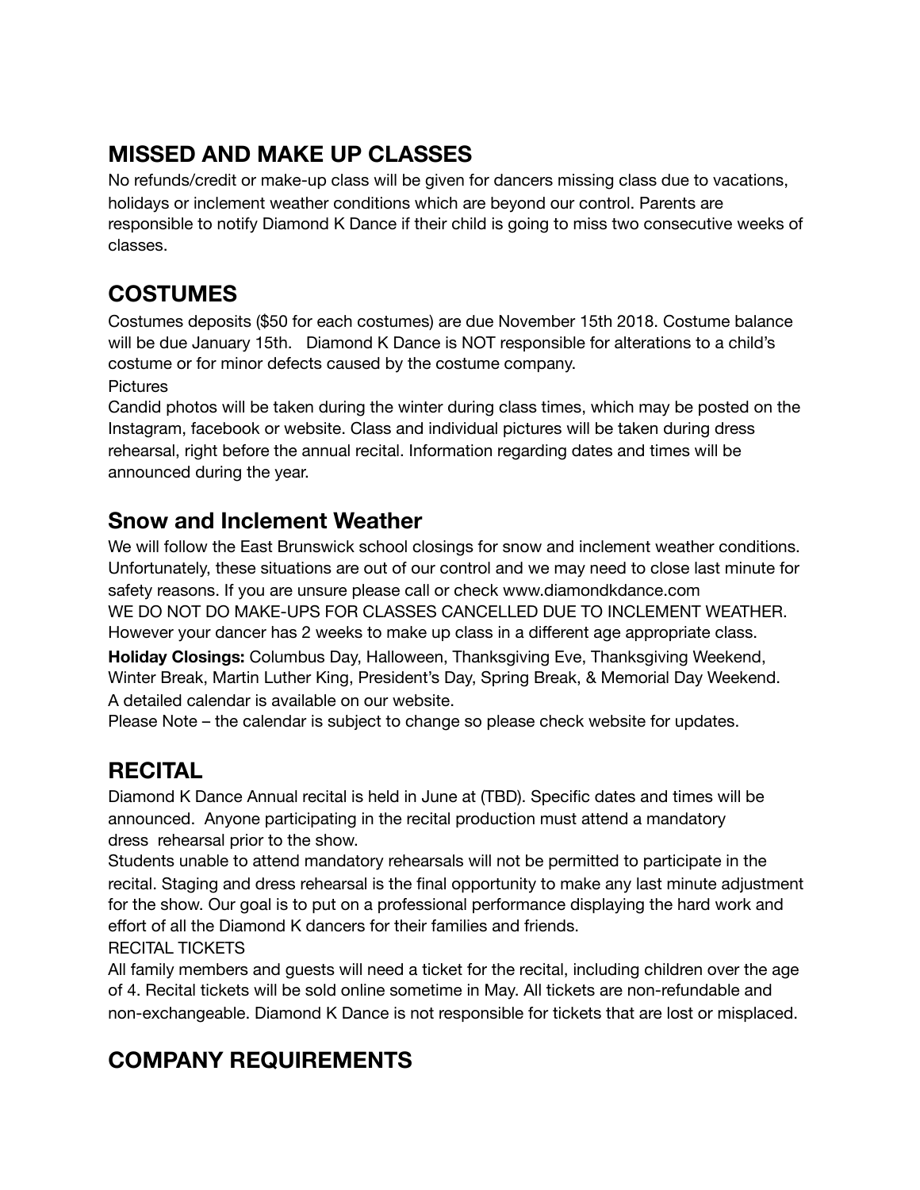## MISSED AND MAKE UP CLASSES

No refunds/credit or make-up class will be given for dancers missing class due to vacations, holidays or inclement weather conditions which are beyond our control. Parents are responsible to notify Diamond K Dance if their child is going to miss two consecutive weeks of classes.

## COSTUMES

Costumes deposits ($50 for each costumes) are due November 15th 2018. Costume balance will be due January 15th. Diamond K Dance is NOT responsible for alterations to a child's costume or for minor defects caused by the costume company.

Pictures

Candid photos will be taken during the winter during class times, which may be posted on the Instagram, facebook or website. Class and individual pictures will be taken during dress rehearsal, right before the annual recital. Information regarding dates and times will be announced during the year.

## Snow and Inclement Weather

We will follow the East Brunswick school closings for snow and inclement weather conditions. Unfortunately, these situations are out of our control and we may need to close last minute for safety reasons. If you are unsure please call or check www.diamondkdance.com

WE DO NOT DO MAKE-UPS FOR CLASSES CANCELLED DUE TO INCLEMENT WEATHER. However your dancer has 2 weeks to make up class in a different age appropriate class.

**Holiday Closings:** Columbus Day, Halloween, Thanksgiving Eve, Thanksgiving Weekend, Winter Break, Martin Luther King, President's Day, Spring Break, & Memorial Day Weekend.

A detailed calendar is available on our website.

Please Note – the calendar is subject to change so please check website for updates.

## RECITAL

Diamond K Dance Annual recital is held in June at (TBD). Specific dates and times will be announced. Anyone participating in the recital production must attend a mandatory dress rehearsal prior to the show.

Students unable to attend mandatory rehearsals will not be permitted to participate in the recital. Staging and dress rehearsal is the final opportunity to make any last minute adjustment for the show. Our goal is to put on a professional performance displaying the hard work and effort of all the Diamond K dancers for their families and friends.

RECITAL TICKETS

All family members and guests will need a ticket for the recital, including children over the age of 4. Recital tickets will be sold online sometime in May. All tickets are non-refundable and non-exchangeable. Diamond K Dance is not responsible for tickets that are lost or misplaced.

## COMPANY REQUIREMENTS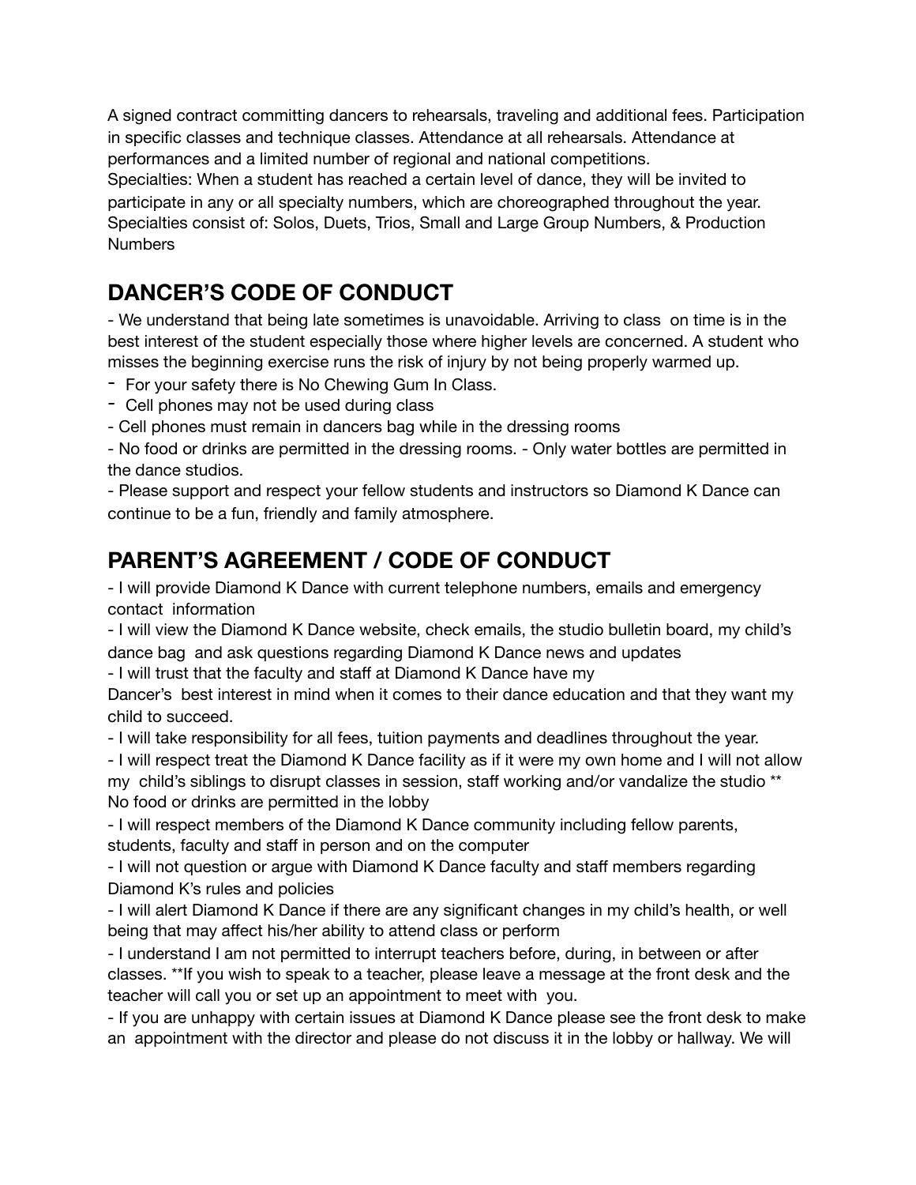A signed contract committing dancers to rehearsals, traveling and additional fees. Participation in specific classes and technique classes. Attendance at all rehearsals. Attendance at performances and a limited number of regional and national competitions.
Specialties: When a student has reached a certain level of dance, they will be invited to participate in any or all specialty numbers, which are choreographed throughout the year. Specialties consist of: Solos, Duets, Trios, Small and Large Group Numbers, & Production Numbers

## DANCER'S CODE OF CONDUCT

- We understand that being late sometimes is unavoidable. Arriving to class on time is in the best interest of the student especially those where higher levels are concerned. A student who misses the beginning exercise runs the risk of injury by not being properly warmed up.
- For your safety there is No Chewing Gum In Class.
- Cell phones may not be used during class
- Cell phones must remain in dancers bag while in the dressing rooms
- No food or drinks are permitted in the dressing rooms. - Only water bottles are permitted in the dance studios.
- Please support and respect your fellow students and instructors so Diamond K Dance can continue to be a fun, friendly and family atmosphere.

## PARENT'S AGREEMENT / CODE OF CONDUCT

- I will provide Diamond K Dance with current telephone numbers, emails and emergency contact information
- I will view the Diamond K Dance website, check emails, the studio bulletin board, my child's dance bag and ask questions regarding Diamond K Dance news and updates
- I will trust that the faculty and staff at Diamond K Dance have my Dancer's best interest in mind when it comes to their dance education and that they want my child to succeed.
- I will take responsibility for all fees, tuition payments and deadlines throughout the year.
- I will respect treat the Diamond K Dance facility as if it were my own home and I will not allow my child's siblings to disrupt classes in session, staff working and/or vandalize the studio ** No food or drinks are permitted in the lobby
- I will respect members of the Diamond K Dance community including fellow parents, students, faculty and staff in person and on the computer
- I will not question or argue with Diamond K Dance faculty and staff members regarding Diamond K's rules and policies
- I will alert Diamond K Dance if there are any significant changes in my child's health, or well being that may affect his/her ability to attend class or perform
- I understand I am not permitted to interrupt teachers before, during, in between or after classes. **If you wish to speak to a teacher, please leave a message at the front desk and the teacher will call you or set up an appointment to meet with you.
- If you are unhappy with certain issues at Diamond K Dance please see the front desk to make an appointment with the director and please do not discuss it in the lobby or hallway. We will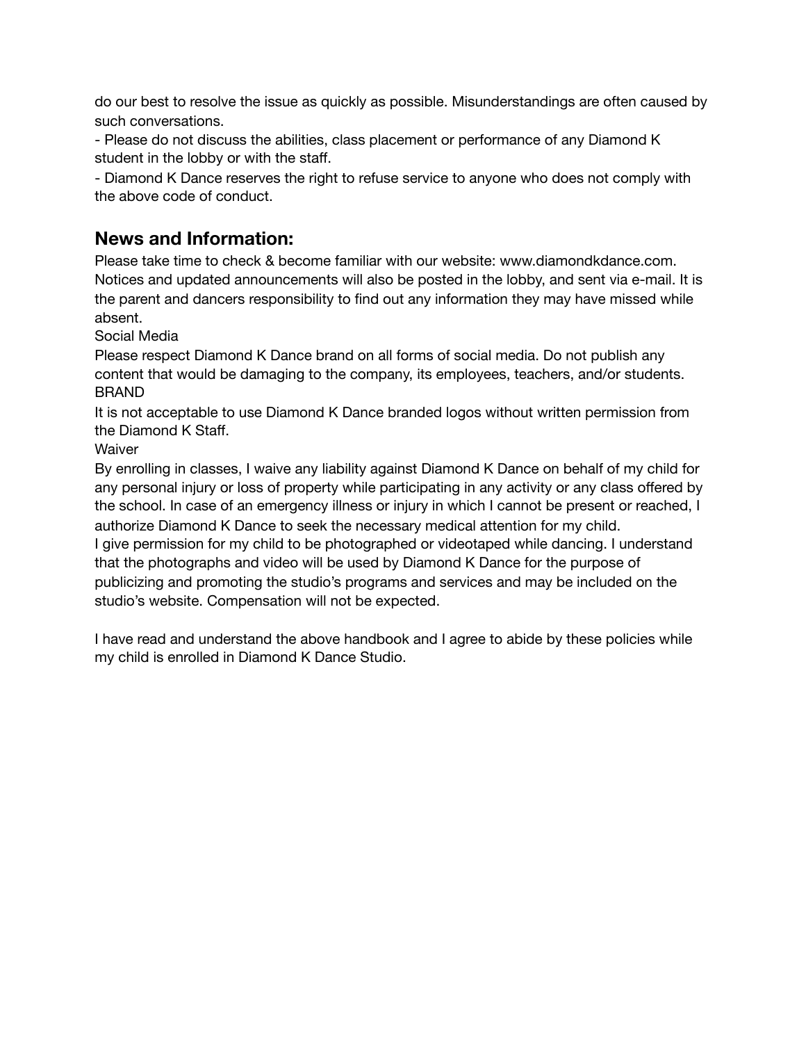do our best to resolve the issue as quickly as possible. Misunderstandings are often caused by such conversations.

- Please do not discuss the abilities, class placement or performance of any Diamond K student in the lobby or with the staff.
- Diamond K Dance reserves the right to refuse service to anyone who does not comply with the above code of conduct.

## News and Information:

Please take time to check & become familiar with our website: www.diamondkdance.com. Notices and updated announcements will also be posted in the lobby, and sent via e-mail. It is the parent and dancers responsibility to find out any information they may have missed while absent.

Social Media

Please respect Diamond K Dance brand on all forms of social media. Do not publish any content that would be damaging to the company, its employees, teachers, and/or students.

BRAND

It is not acceptable to use Diamond K Dance branded logos without written permission from the Diamond K Staff.

Waiver

By enrolling in classes, I waive any liability against Diamond K Dance on behalf of my child for any personal injury or loss of property while participating in any activity or any class offered by the school. In case of an emergency illness or injury in which I cannot be present or reached, I authorize Diamond K Dance to seek the necessary medical attention for my child.

I give permission for my child to be photographed or videotaped while dancing. I understand that the photographs and video will be used by Diamond K Dance for the purpose of publicizing and promoting the studio's programs and services and may be included on the studio's website. Compensation will not be expected.

I have read and understand the above handbook and I agree to abide by these policies while my child is enrolled in Diamond K Dance Studio.